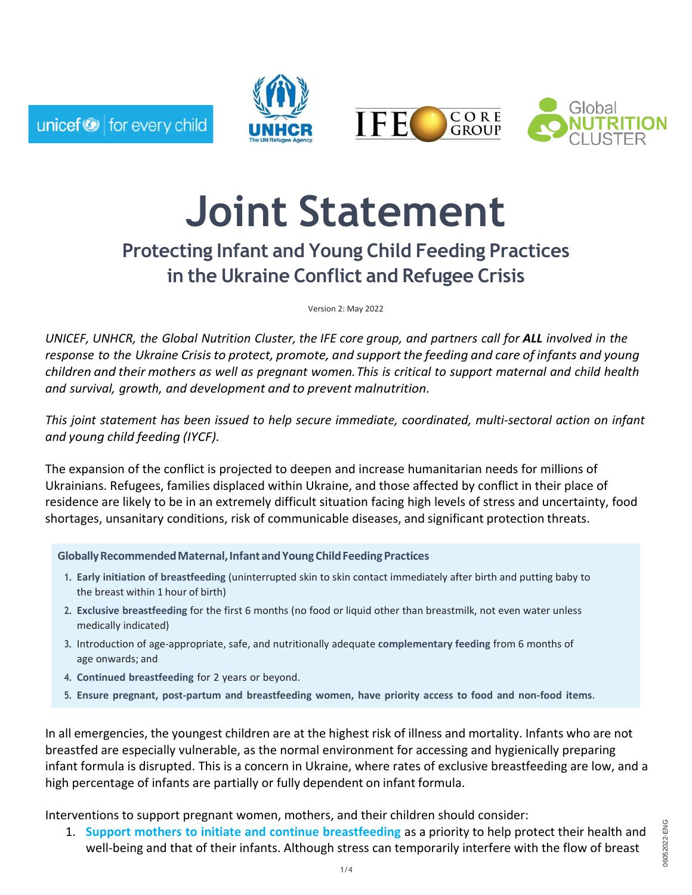# Joint Statement

## Protecting Infant and Young Child Feeding Practices in the Ukraine Conflict and Refugee Crisis

Version 2: May 2022

*UNICEF, UNHCR, the Global Nutrition Cluster, the IFE core group, and partners call for **ALL** involved in the response to the Ukraine Crisis to protect, promote, and support the feeding and care of infants and young children and their mothers as well as pregnant women. This is critical to support maternal and child health and survival, growth, and development and to prevent malnutrition.*

*This joint statement has been issued to help secure immediate, coordinated, multi-sectoral action on infant and young child feeding (IYCF).*

The expansion of the conflict is projected to deepen and increase humanitarian needs for millions of Ukrainians. Refugees, families displaced within Ukraine, and those affected by conflict in their place of residence are likely to be in an extremely difficult situation facing high levels of stress and uncertainty, food shortages, unsanitary conditions, risk of communicable diseases, and significant protection threats.

**Globally Recommended Maternal, Infant and Young Child Feeding Practices**

1. **Early initiation of breastfeeding** (uninterrupted skin to skin contact immediately after birth and putting baby to the breast within 1 hour of birth)
2. **Exclusive breastfeeding** for the first 6 months (no food or liquid other than breastmilk, not even water unless medically indicated)
3. Introduction of age-appropriate, safe, and nutritionally adequate **complementary feeding** from 6 months of age onwards; and
4. **Continued breastfeeding** for 2 years or beyond.
5. **Ensure pregnant, post-partum and breastfeeding women, have priority access to food and non-food items**.

In all emergencies, the youngest children are at the highest risk of illness and mortality. Infants who are not breastfed are especially vulnerable, as the normal environment for accessing and hygienically preparing infant formula is disrupted. This is a concern in Ukraine, where rates of exclusive breastfeeding are low, and a high percentage of infants are partially or fully dependent on infant formula.

Interventions to support pregnant women, mothers, and their children should consider:

1. **Support mothers to initiate and continue breastfeeding** as a priority to help protect their health and well-being and that of their infants. Although stress can temporarily interfere with the flow of breast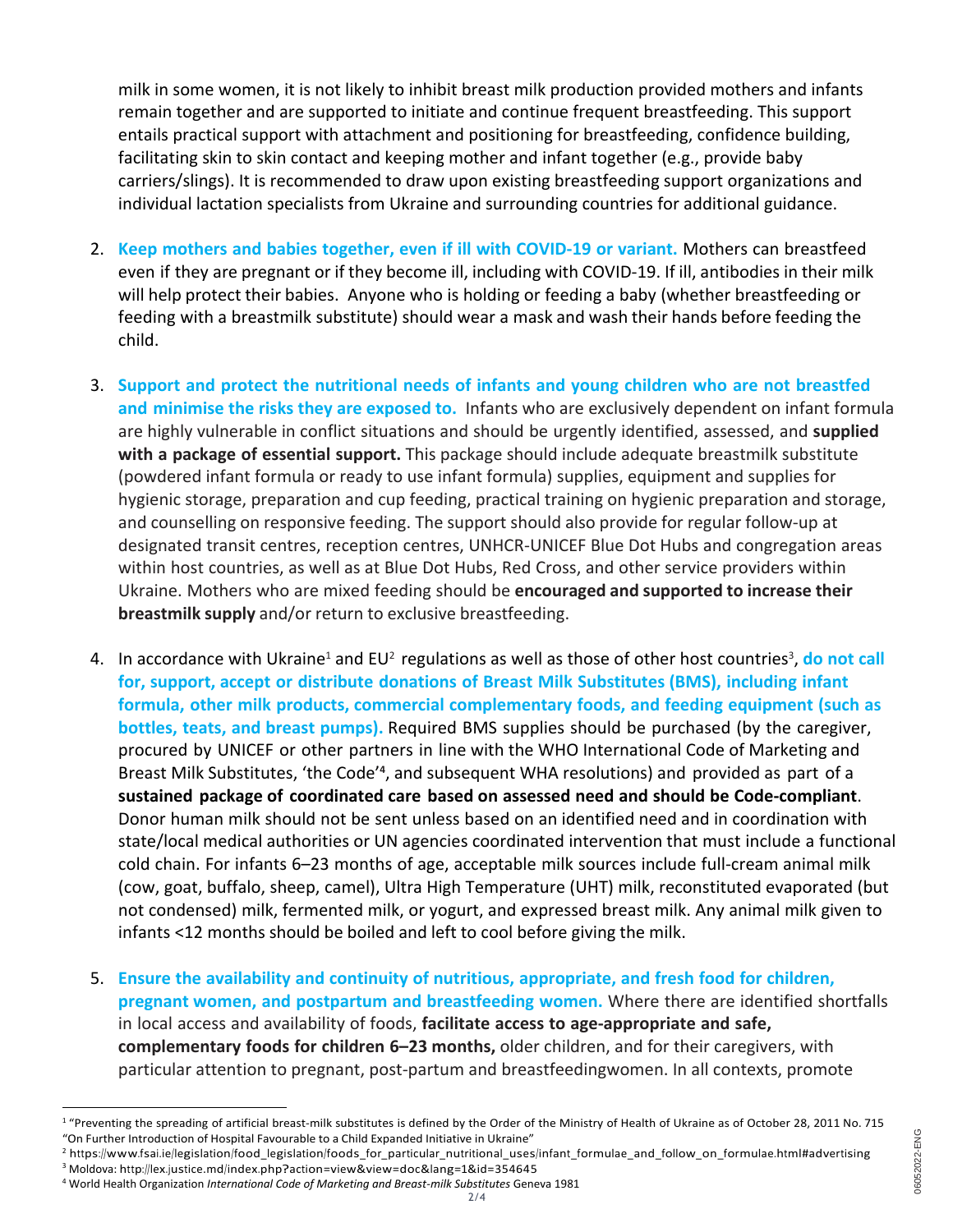milk in some women, it is not likely to inhibit breast milk production provided mothers and infants remain together and are supported to initiate and continue frequent breastfeeding. This support entails practical support with attachment and positioning for breastfeeding, confidence building, facilitating skin to skin contact and keeping mother and infant together (e.g., provide baby carriers/slings). It is recommended to draw upon existing breastfeeding support organizations and individual lactation specialists from Ukraine and surrounding countries for additional guidance.

2. **Keep mothers and babies together, even if ill with COVID-19 or variant.** Mothers can breastfeed even if they are pregnant or if they become ill, including with COVID-19. If ill, antibodies in their milk will help protect their babies. Anyone who is holding or feeding a baby (whether breastfeeding or feeding with a breastmilk substitute) should wear a mask and wash their hands before feeding the child.

3. **Support and protect the nutritional needs of infants and young children who are not breastfed and minimise the risks they are exposed to.** Infants who are exclusively dependent on infant formula are highly vulnerable in conflict situations and should be urgently identified, assessed, and **supplied with a package of essential support.** This package should include adequate breastmilk substitute (powdered infant formula or ready to use infant formula) supplies, equipment and supplies for hygienic storage, preparation and cup feeding, practical training on hygienic preparation and storage, and counselling on responsive feeding. The support should also provide for regular follow-up at designated transit centres, reception centres, UNHCR-UNICEF Blue Dot Hubs and congregation areas within host countries, as well as at Blue Dot Hubs, Red Cross, and other service providers within Ukraine. Mothers who are mixed feeding should be **encouraged and supported to increase their breastmilk supply** and/or return to exclusive breastfeeding.

4. In accordance with Ukraine[1] and EU[2] regulations as well as those of other host countries[3], **do not call for, support, accept or distribute donations of Breast Milk Substitutes (BMS), including infant formula, other milk products, commercial complementary foods, and feeding equipment (such as bottles, teats, and breast pumps).** Required BMS supplies should be purchased (by the caregiver, procured by UNICEF or other partners in line with the WHO International Code of Marketing and Breast Milk Substitutes, 'the Code'[4], and subsequent WHA resolutions) and provided as part of a **sustained package of coordinated care based on assessed need and should be Code-compliant**. Donor human milk should not be sent unless based on an identified need and in coordination with state/local medical authorities or UN agencies coordinated intervention that must include a functional cold chain. For infants 6–23 months of age, acceptable milk sources include full-cream animal milk (cow, goat, buffalo, sheep, camel), Ultra High Temperature (UHT) milk, reconstituted evaporated (but not condensed) milk, fermented milk, or yogurt, and expressed breast milk. Any animal milk given to infants <12 months should be boiled and left to cool before giving the milk.

5. **Ensure the availability and continuity of nutritious, appropriate, and fresh food for children, pregnant women, and postpartum and breastfeeding women.** Where there are identified shortfalls in local access and availability of foods, **facilitate access to age-appropriate and safe, complementary foods for children 6–23 months,** older children, and for their caregivers, with particular attention to pregnant, post-partum and breastfeedingwomen. In all contexts, promote

---

[1] "Preventing the spreading of artificial breast-milk substitutes is defined by the Order of the Ministry of Health of Ukraine as of October 28, 2011 No. 715 "On Further Introduction of Hospital Favourable to a Child Expanded Initiative in Ukraine"

[2] https://www.fsai.ie/legislation/food_legislation/foods_for_particular_nutritional_uses/infant_formulae_and_follow_on_formulae.html#advertising

[3] Moldova: http://lex.justice.md/index.php?action=view&view=doc&lang=1&id=354645

[4] World Health Organization *International Code of Marketing and Breast-milk Substitutes* Geneva 1981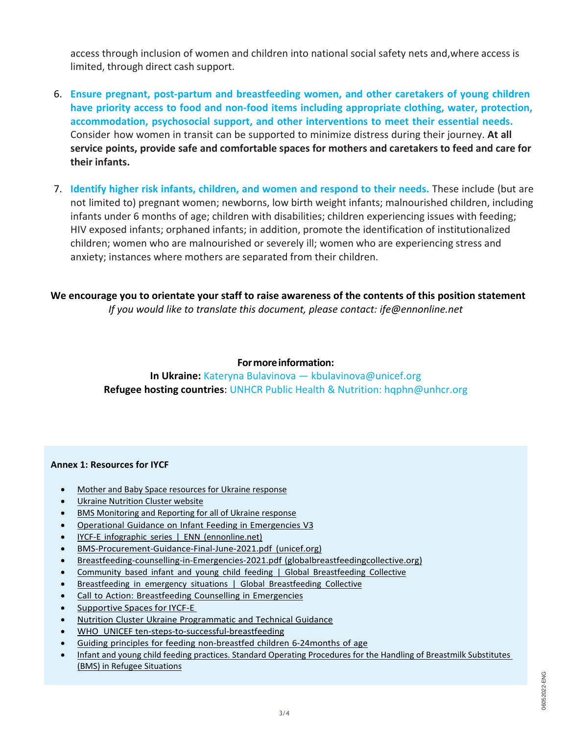access through inclusion of women and children into national social safety nets and,where access is limited, through direct cash support.

6. **Ensure pregnant, post-partum and breastfeeding women, and other caretakers of young children have priority access to food and non-food items including appropriate clothing, water, protection, accommodation, psychosocial support, and other interventions to meet their essential needs.** Consider how women in transit can be supported to minimize distress during their journey. **At all service points, provide safe and comfortable spaces for mothers and caretakers to feed and care for their infants.**

7. **Identify higher risk infants, children, and women and respond to their needs.** These include (but are not limited to) pregnant women; newborns, low birth weight infants; malnourished children, including infants under 6 months of age; children with disabilities; children experiencing issues with feeding; HIV exposed infants; orphaned infants; in addition, promote the identification of institutionalized children; women who are malnourished or severely ill; women who are experiencing stress and anxiety; instances where mothers are separated from their children.

**We encourage you to orientate your staff to raise awareness of the contents of this position statement**

*If you would like to translate this document, please contact: ife@ennonline.net*

**For more information:**

**In Ukraine:** Kateryna Bulavinova — kbulavinova@unicef.org

**Refugee hosting countries**: UNHCR Public Health & Nutrition: hqphn@unhcr.org

**Annex 1: Resources for IYCF**

- Mother and Baby Space resources for Ukraine response
- Ukraine Nutrition Cluster website
- BMS Monitoring and Reporting for all of Ukraine response
- Operational Guidance on Infant Feeding in Emergencies V3
- IYCF-E infographic series | ENN (ennonline.net)
- BMS-Procurement-Guidance-Final-June-2021.pdf (unicef.org)
- Breastfeeding-counselling-in-Emergencies-2021.pdf (globalbreastfeedingcollective.org)
- Community based infant and young child feeding | Global Breastfeeding Collective
- Breastfeeding in emergency situations | Global Breastfeeding Collective
- Call to Action: Breastfeeding Counselling in Emergencies
- Supportive Spaces for IYCF-E
- Nutrition Cluster Ukraine Programmatic and Technical Guidance
- WHO UNICEF ten-steps-to-successful-breastfeeding
- Guiding principles for feeding non-breastfed children 6-24months of age
- Infant and young child feeding practices. Standard Operating Procedures for the Handling of Breastmilk Substitutes (BMS) in Refugee Situations

06052022-ENG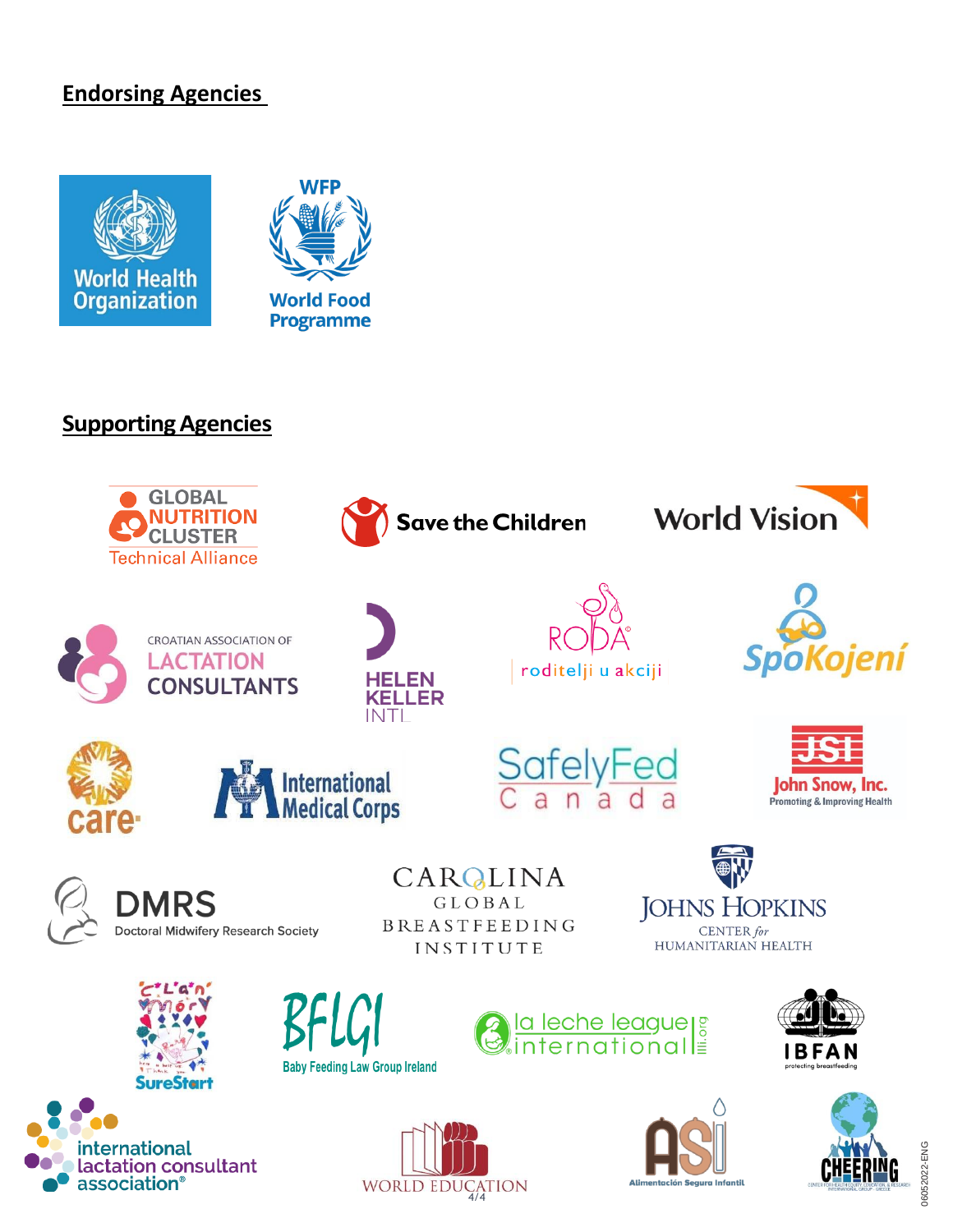## Endorsing Agencies

World Health Organization

WFP
World Food Programme

## Supporting Agencies

GLOBAL NUTRITION CLUSTER
Technical Alliance

Save the Children

World Vision

CROATIAN ASSOCIATION OF LACTATION CONSULTANTS

HELEN KELLER INTL

RODA
roditelji u akciji

SpoKojení

care

International Medical Corps

SafelyFed Canada

JSI
John Snow, Inc.
Promoting & Improving Health

DMRS
Doctoral Midwifery Research Society

CAROLINA GLOBAL BREASTFEEDING INSTITUTE

JOHNS HOPKINS
CENTER *for* HUMANITARIAN HEALTH

SureStart

BFLGI
Baby Feeding Law Group Ireland

la leche league international
llli.org

IBFAN
protecting breastfeeding

international lactation consultant association®

WORLD EDUCATION

ASI
Alimentación Segura Infantil

CHEERING

06052022-ENG